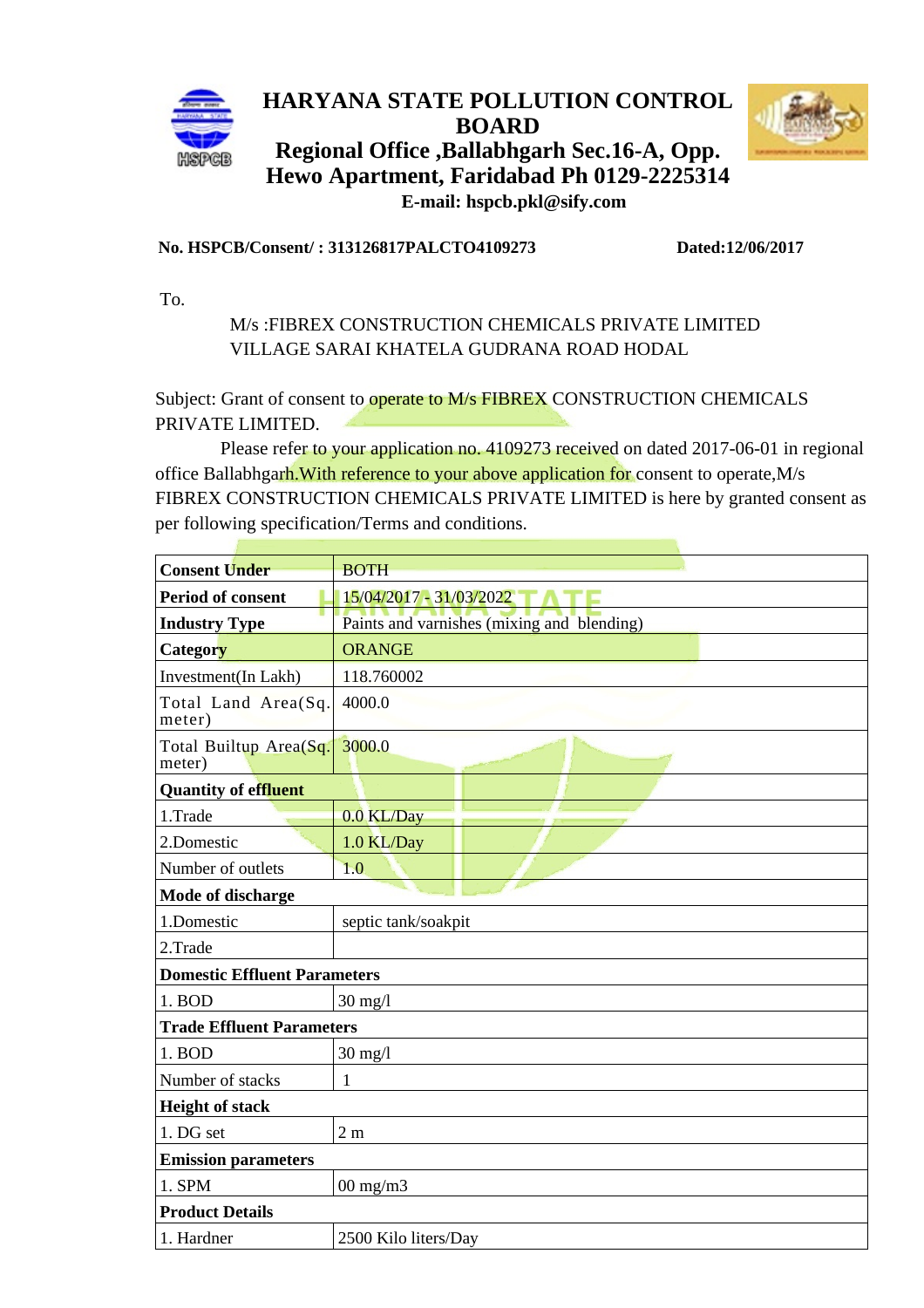# HARYANA STATE POLLUTION CONTROL BOARD

## Regional Office ,Ballabhgarh Sec.16-A, Opp. Hewo Apartment, Faridabad Ph 0129-2225314

**E-mail: hspcb.pkl@sify.com**

**No. HSPCB/Consent/ : 313126817PALCTO4109273** **Dated:12/06/2017**

To.

M/s :FIBREX CONSTRUCTION CHEMICALS PRIVATE LIMITED
VILLAGE SARAI KHATELA GUDRANA ROAD HODAL

Subject: Grant of consent to operate to M/s FIBREX CONSTRUCTION CHEMICALS PRIVATE LIMITED.

Please refer to your application no. 4109273 received on dated 2017-06-01 in regional office Ballabhgarh.With reference to your above application for consent to operate,M/s FIBREX CONSTRUCTION CHEMICALS PRIVATE LIMITED is here by granted consent as per following specification/Terms and conditions.

| **Consent Under** | BOTH |
|---|---|
| **Period of consent** | 15/04/2017 - 31/03/2022 |
| **Industry Type** | Paints and varnishes (mixing and blending) |
| **Category** | ORANGE |
| Investment(In Lakh) | 118.760002 |
| Total Land Area(Sq. meter) | 4000.0 |
| Total Builtup Area(Sq. meter) | 3000.0 |
| **Quantity of effluent** | |
| 1.Trade | 0.0 KL/Day |
| 2.Domestic | 1.0 KL/Day |
| Number of outlets | 1.0 |
| **Mode of discharge** | |
| 1.Domestic | septic tank/soakpit |
| 2.Trade | |
| **Domestic Effluent Parameters** | |
| 1. BOD | 30 mg/l |
| **Trade Effluent Parameters** | |
| 1. BOD | 30 mg/l |
| Number of stacks | 1 |
| **Height of stack** | |
| 1. DG set | 2 m |
| **Emission parameters** | |
| 1. SPM | 00 mg/m3 |
| **Product Details** | |
| 1. Hardner | 2500 Kilo liters/Day |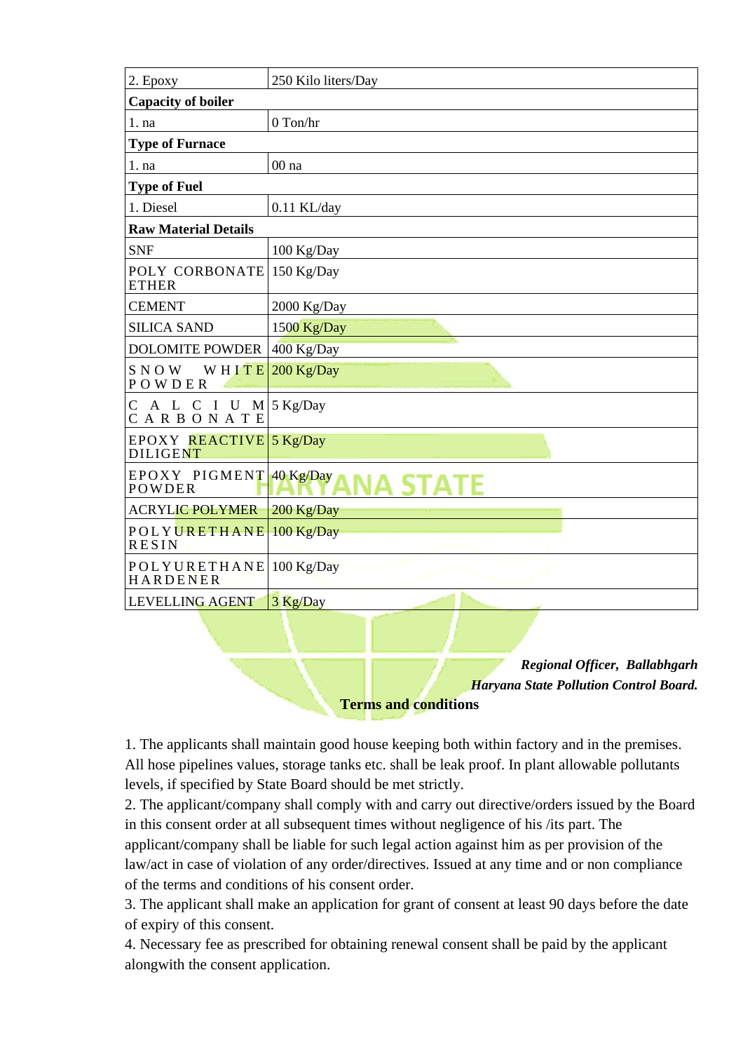| 2. Epoxy | 250 Kilo liters/Day |
|---|---|
| **Capacity of boiler** | |
| 1. na | 0 Ton/hr |
| **Type of Furnace** | |
| 1. na | 00 na |
| **Type of Fuel** | |
| 1. Diesel | 0.11 KL/day |
| **Raw Material Details** | |
| SNF | 100 Kg/Day |
| POLY CORBONATE ETHER | 150 Kg/Day |
| CEMENT | 2000 Kg/Day |
| SILICA SAND | 1500 Kg/Day |
| DOLOMITE POWDER | 400 Kg/Day |
| SNOW WHITE POWDER | 200 Kg/Day |
| CALCIUM CARBONATE | 5 Kg/Day |
| EPOXY REACTIVE DILIGENT | 5 Kg/Day |
| EPOXY PIGMENT POWDER | 40 Kg/Day |
| ACRYLIC POLYMER | 200 Kg/Day |
| POLYURETHANE RESIN | 100 Kg/Day |
| POLYURETHANE HARDENER | 100 Kg/Day |
| LEVELLING AGENT | 3 Kg/Day |

***Regional Officer, Ballabhgarh***
***Haryana State Pollution Control Board.***

**Terms and conditions**

1. The applicants shall maintain good house keeping both within factory and in the premises. All hose pipelines values, storage tanks etc. shall be leak proof. In plant allowable pollutants levels, if specified by State Board should be met strictly.
2. The applicant/company shall comply with and carry out directive/orders issued by the Board in this consent order at all subsequent times without negligence of his /its part. The applicant/company shall be liable for such legal action against him as per provision of the law/act in case of violation of any order/directives. Issued at any time and or non compliance of the terms and conditions of his consent order.
3. The applicant shall make an application for grant of consent at least 90 days before the date of expiry of this consent.
4. Necessary fee as prescribed for obtaining renewal consent shall be paid by the applicant alongwith the consent application.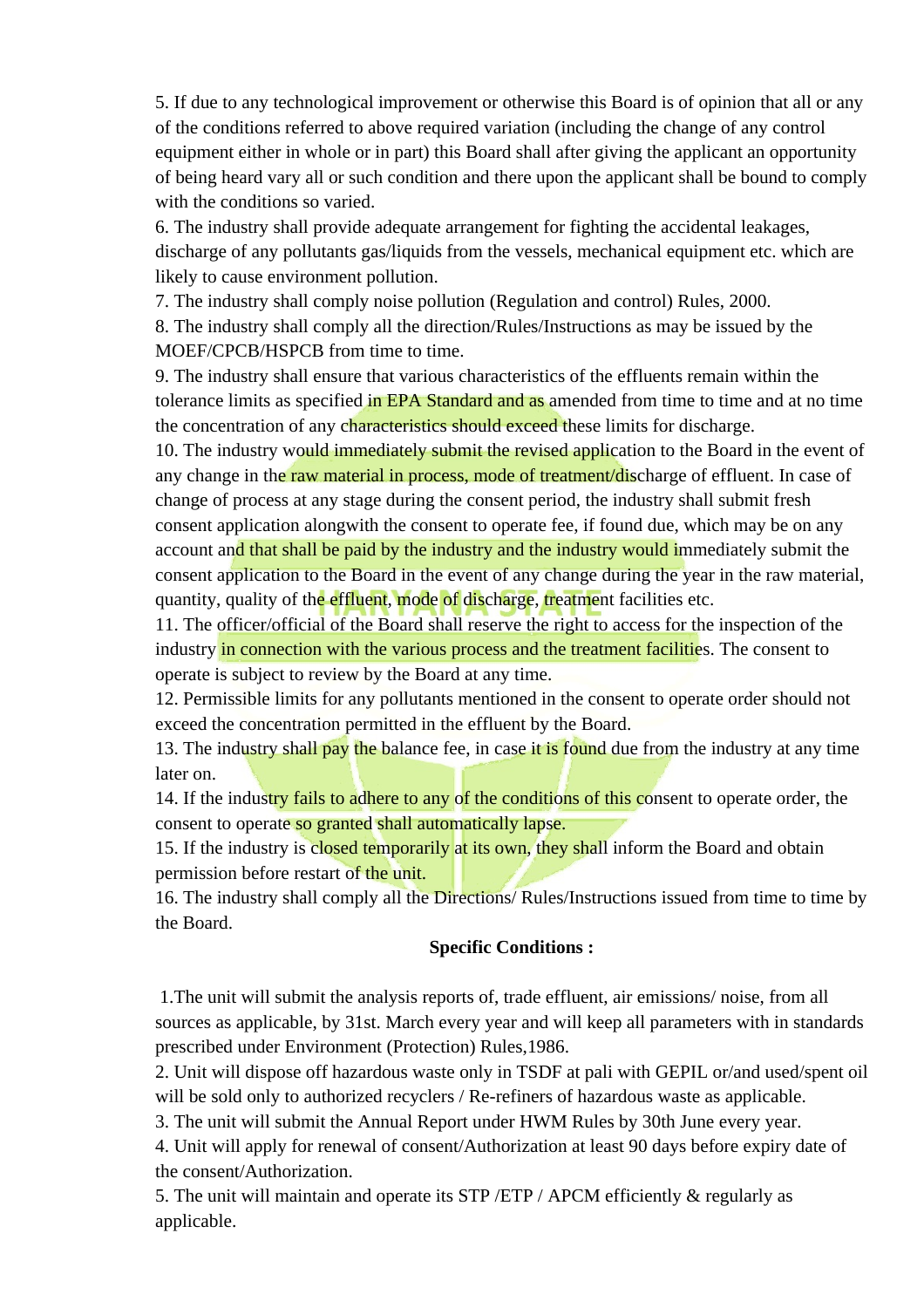5. If due to any technological improvement or otherwise this Board is of opinion that all or any of the conditions referred to above required variation (including the change of any control equipment either in whole or in part) this Board shall after giving the applicant an opportunity of being heard vary all or such condition and there upon the applicant shall be bound to comply with the conditions so varied.

6. The industry shall provide adequate arrangement for fighting the accidental leakages, discharge of any pollutants gas/liquids from the vessels, mechanical equipment etc. which are likely to cause environment pollution.

7. The industry shall comply noise pollution (Regulation and control) Rules, 2000.

8. The industry shall comply all the direction/Rules/Instructions as may be issued by the MOEF/CPCB/HSPCB from time to time.

9. The industry shall ensure that various characteristics of the effluents remain within the tolerance limits as specified in EPA Standard and as amended from time to time and at no time the concentration of any characteristics should exceed these limits for discharge.

10. The industry would immediately submit the revised application to the Board in the event of any change in the raw material in process, mode of treatment/discharge of effluent. In case of change of process at any stage during the consent period, the industry shall submit fresh consent application alongwith the consent to operate fee, if found due, which may be on any account and that shall be paid by the industry and the industry would immediately submit the consent application to the Board in the event of any change during the year in the raw material, quantity, quality of the effluent, mode of discharge, treatment facilities etc.

11. The officer/official of the Board shall reserve the right to access for the inspection of the industry in connection with the various process and the treatment facilities. The consent to operate is subject to review by the Board at any time.

12. Permissible limits for any pollutants mentioned in the consent to operate order should not exceed the concentration permitted in the effluent by the Board.

13. The industry shall pay the balance fee, in case it is found due from the industry at any time later on.

14. If the industry fails to adhere to any of the conditions of this consent to operate order, the consent to operate so granted shall automatically lapse.

15. If the industry is closed temporarily at its own, they shall inform the Board and obtain permission before restart of the unit.

16. The industry shall comply all the Directions/ Rules/Instructions issued from time to time by the Board.

**Specific Conditions :**

1.The unit will submit the analysis reports of, trade effluent, air emissions/ noise, from all sources as applicable, by 31st. March every year and will keep all parameters with in standards prescribed under Environment (Protection) Rules,1986.

2. Unit will dispose off hazardous waste only in TSDF at pali with GEPIL or/and used/spent oil will be sold only to authorized recyclers / Re-refiners of hazardous waste as applicable.

3. The unit will submit the Annual Report under HWM Rules by 30th June every year.

4. Unit will apply for renewal of consent/Authorization at least 90 days before expiry date of the consent/Authorization.

5. The unit will maintain and operate its STP /ETP / APCM efficiently & regularly as applicable.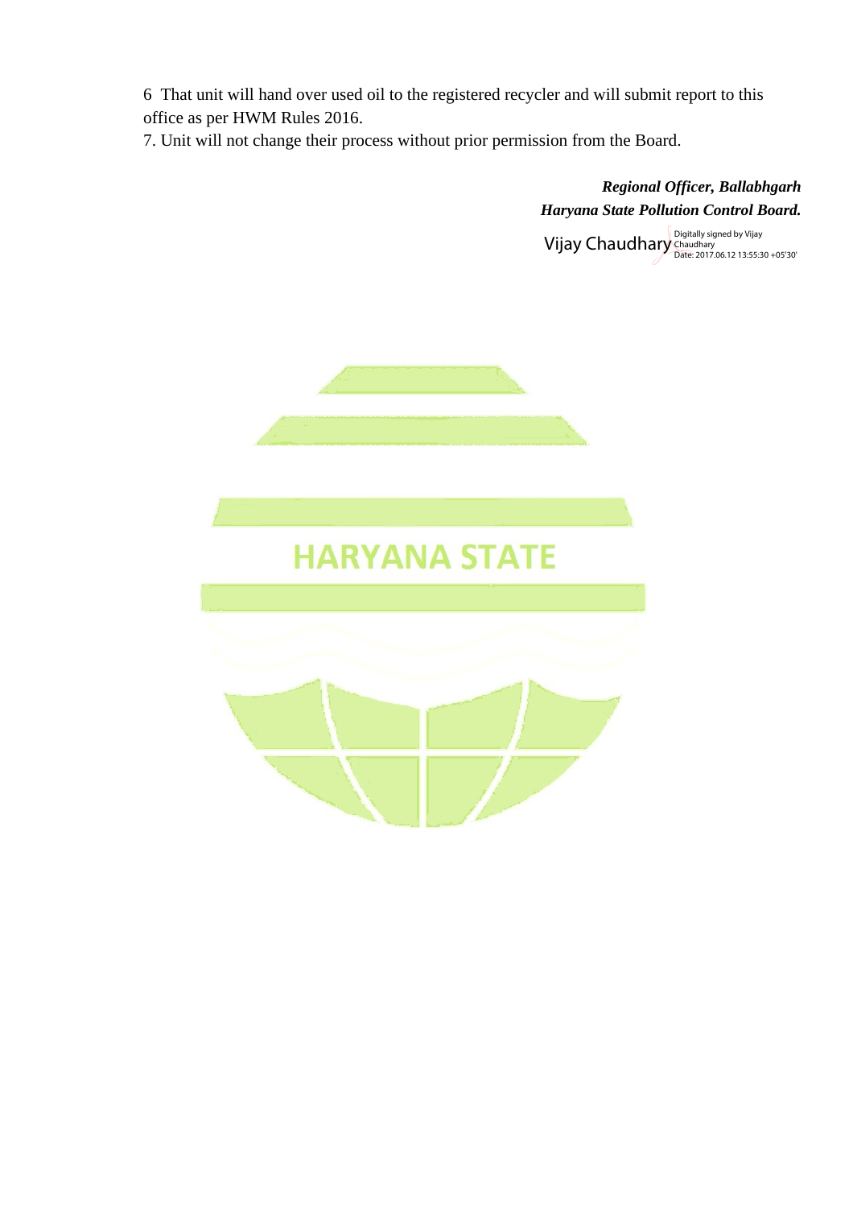6 That unit will hand over used oil to the registered recycler and will submit report to this office as per HWM Rules 2016.

7. Unit will not change their process without prior permission from the Board.

***Regional Officer, Ballabhgarh***
***Haryana State Pollution Control Board.***

Vijay Chaudhary
Digitally signed by Vijay Chaudhary
Date: 2017.06.12 13:55:30 +05'30'